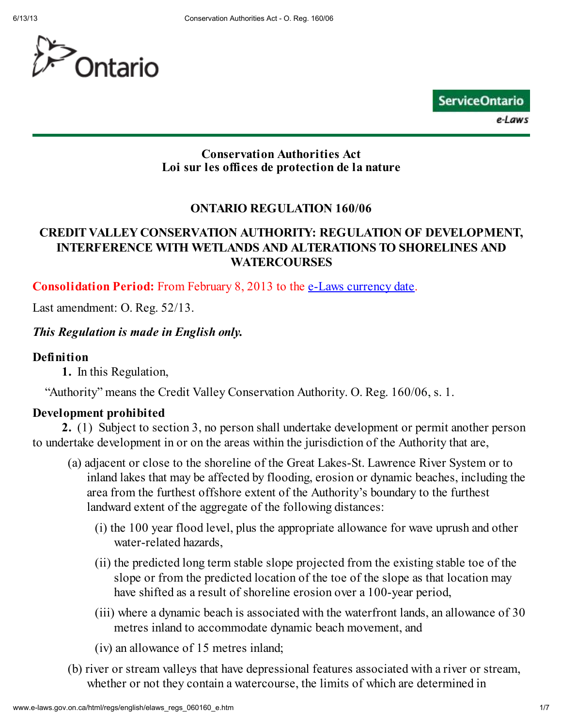# Conservation Authorities Act
# Loi sur les offices de protection de la nature

## ONTARIO REGULATION 160/06

## CREDIT VALLEY CONSERVATION AUTHORITY: REGULATION OF DEVELOPMENT, INTERFERENCE WITH WETLANDS AND ALTERATIONS TO SHORELINES AND WATERCOURSES

**Consolidation Period:** From February 8, 2013 to the e-Laws currency date.

Last amendment: O. Reg. 52/13.

*This Regulation is made in English only.*

### Definition

**1.** In this Regulation,

"Authority" means the Credit Valley Conservation Authority. O. Reg. 160/06, s. 1.

### Development prohibited

**2.** (1) Subject to section 3, no person shall undertake development or permit another person to undertake development in or on the areas within the jurisdiction of the Authority that are,

(a) adjacent or close to the shoreline of the Great Lakes-St. Lawrence River System or to inland lakes that may be affected by flooding, erosion or dynamic beaches, including the area from the furthest offshore extent of the Authority's boundary to the furthest landward extent of the aggregate of the following distances:

(i) the 100 year flood level, plus the appropriate allowance for wave uprush and other water-related hazards,

(ii) the predicted long term stable slope projected from the existing stable toe of the slope or from the predicted location of the toe of the slope as that location may have shifted as a result of shoreline erosion over a 100-year period,

(iii) where a dynamic beach is associated with the waterfront lands, an allowance of 30 metres inland to accommodate dynamic beach movement, and

(iv) an allowance of 15 metres inland;

(b) river or stream valleys that have depressional features associated with a river or stream, whether or not they contain a watercourse, the limits of which are determined in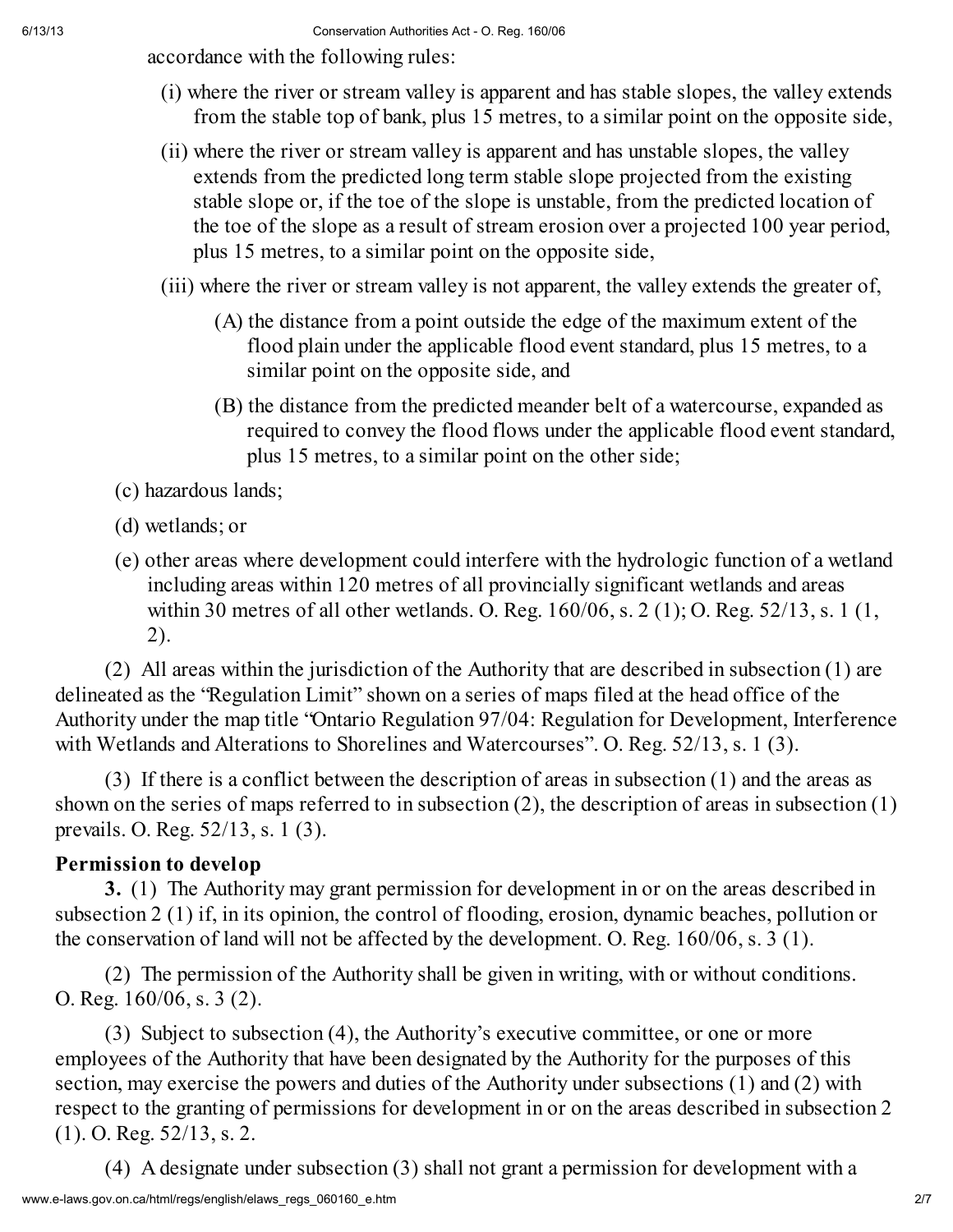accordance with the following rules:

(i) where the river or stream valley is apparent and has stable slopes, the valley extends from the stable top of bank, plus 15 metres, to a similar point on the opposite side,

(ii) where the river or stream valley is apparent and has unstable slopes, the valley extends from the predicted long term stable slope projected from the existing stable slope or, if the toe of the slope is unstable, from the predicted location of the toe of the slope as a result of stream erosion over a projected 100 year period, plus 15 metres, to a similar point on the opposite side,

(iii) where the river or stream valley is not apparent, the valley extends the greater of,

(A) the distance from a point outside the edge of the maximum extent of the flood plain under the applicable flood event standard, plus 15 metres, to a similar point on the opposite side, and

(B) the distance from the predicted meander belt of a watercourse, expanded as required to convey the flood flows under the applicable flood event standard, plus 15 metres, to a similar point on the other side;

(c) hazardous lands;

(d) wetlands; or

(e) other areas where development could interfere with the hydrologic function of a wetland including areas within 120 metres of all provincially significant wetlands and areas within 30 metres of all other wetlands. O. Reg. 160/06, s. 2 (1); O. Reg. 52/13, s. 1 (1, 2).

(2) All areas within the jurisdiction of the Authority that are described in subsection (1) are delineated as the "Regulation Limit" shown on a series of maps filed at the head office of the Authority under the map title "Ontario Regulation 97/04: Regulation for Development, Interference with Wetlands and Alterations to Shorelines and Watercourses". O. Reg. 52/13, s. 1 (3).

(3) If there is a conflict between the description of areas in subsection (1) and the areas as shown on the series of maps referred to in subsection (2), the description of areas in subsection (1) prevails. O. Reg. 52/13, s. 1 (3).

**Permission to develop**

**3.** (1) The Authority may grant permission for development in or on the areas described in subsection 2 (1) if, in its opinion, the control of flooding, erosion, dynamic beaches, pollution or the conservation of land will not be affected by the development. O. Reg. 160/06, s. 3 (1).

(2) The permission of the Authority shall be given in writing, with or without conditions. O. Reg. 160/06, s. 3 (2).

(3) Subject to subsection (4), the Authority's executive committee, or one or more employees of the Authority that have been designated by the Authority for the purposes of this section, may exercise the powers and duties of the Authority under subsections (1) and (2) with respect to the granting of permissions for development in or on the areas described in subsection 2 (1). O. Reg. 52/13, s. 2.

(4) A designate under subsection (3) shall not grant a permission for development with a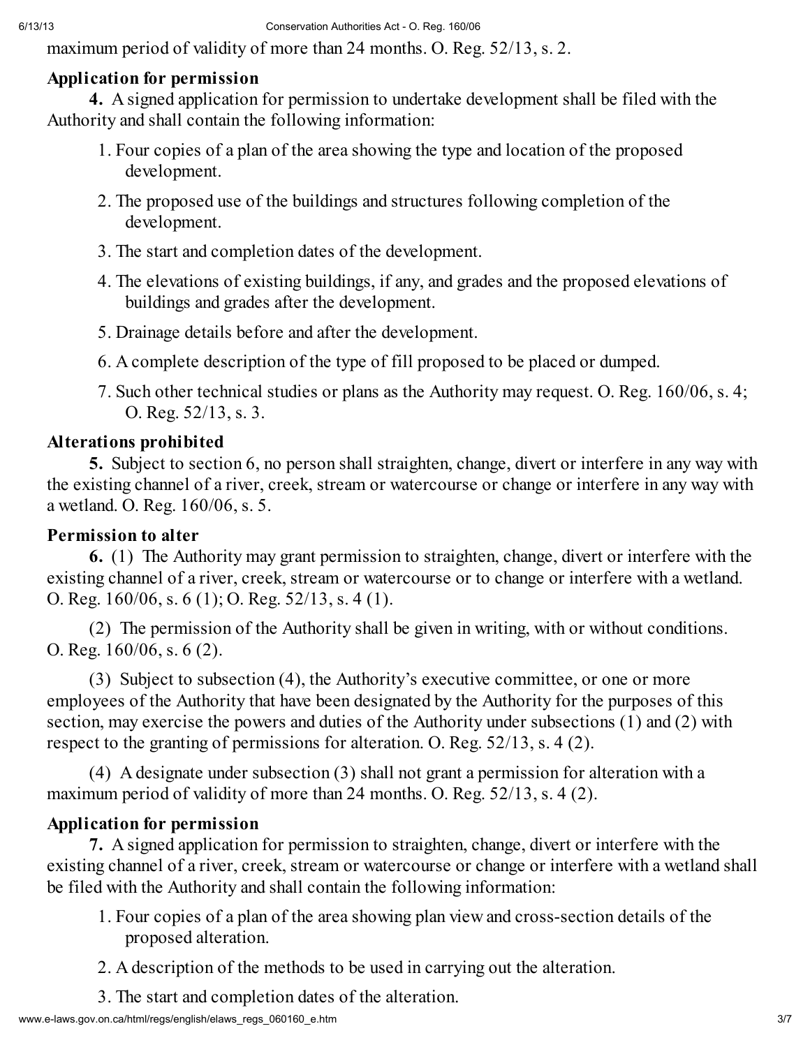maximum period of validity of more than 24 months. O. Reg. 52/13, s. 2.

### Application for permission

**4.** A signed application for permission to undertake development shall be filed with the Authority and shall contain the following information:

1. Four copies of a plan of the area showing the type and location of the proposed development.
2. The proposed use of the buildings and structures following completion of the development.
3. The start and completion dates of the development.
4. The elevations of existing buildings, if any, and grades and the proposed elevations of buildings and grades after the development.
5. Drainage details before and after the development.
6. A complete description of the type of fill proposed to be placed or dumped.
7. Such other technical studies or plans as the Authority may request. O. Reg. 160/06, s. 4; O. Reg. 52/13, s. 3.

### Alterations prohibited

**5.** Subject to section 6, no person shall straighten, change, divert or interfere in any way with the existing channel of a river, creek, stream or watercourse or change or interfere in any way with a wetland. O. Reg. 160/06, s. 5.

### Permission to alter

**6.** (1) The Authority may grant permission to straighten, change, divert or interfere with the existing channel of a river, creek, stream or watercourse or to change or interfere with a wetland. O. Reg. 160/06, s. 6 (1); O. Reg. 52/13, s. 4 (1).

(2) The permission of the Authority shall be given in writing, with or without conditions. O. Reg. 160/06, s. 6 (2).

(3) Subject to subsection (4), the Authority's executive committee, or one or more employees of the Authority that have been designated by the Authority for the purposes of this section, may exercise the powers and duties of the Authority under subsections (1) and (2) with respect to the granting of permissions for alteration. O. Reg. 52/13, s. 4 (2).

(4) A designate under subsection (3) shall not grant a permission for alteration with a maximum period of validity of more than 24 months. O. Reg. 52/13, s. 4 (2).

### Application for permission

**7.** A signed application for permission to straighten, change, divert or interfere with the existing channel of a river, creek, stream or watercourse or change or interfere with a wetland shall be filed with the Authority and shall contain the following information:

1. Four copies of a plan of the area showing plan view and cross-section details of the proposed alteration.
2. A description of the methods to be used in carrying out the alteration.
3. The start and completion dates of the alteration.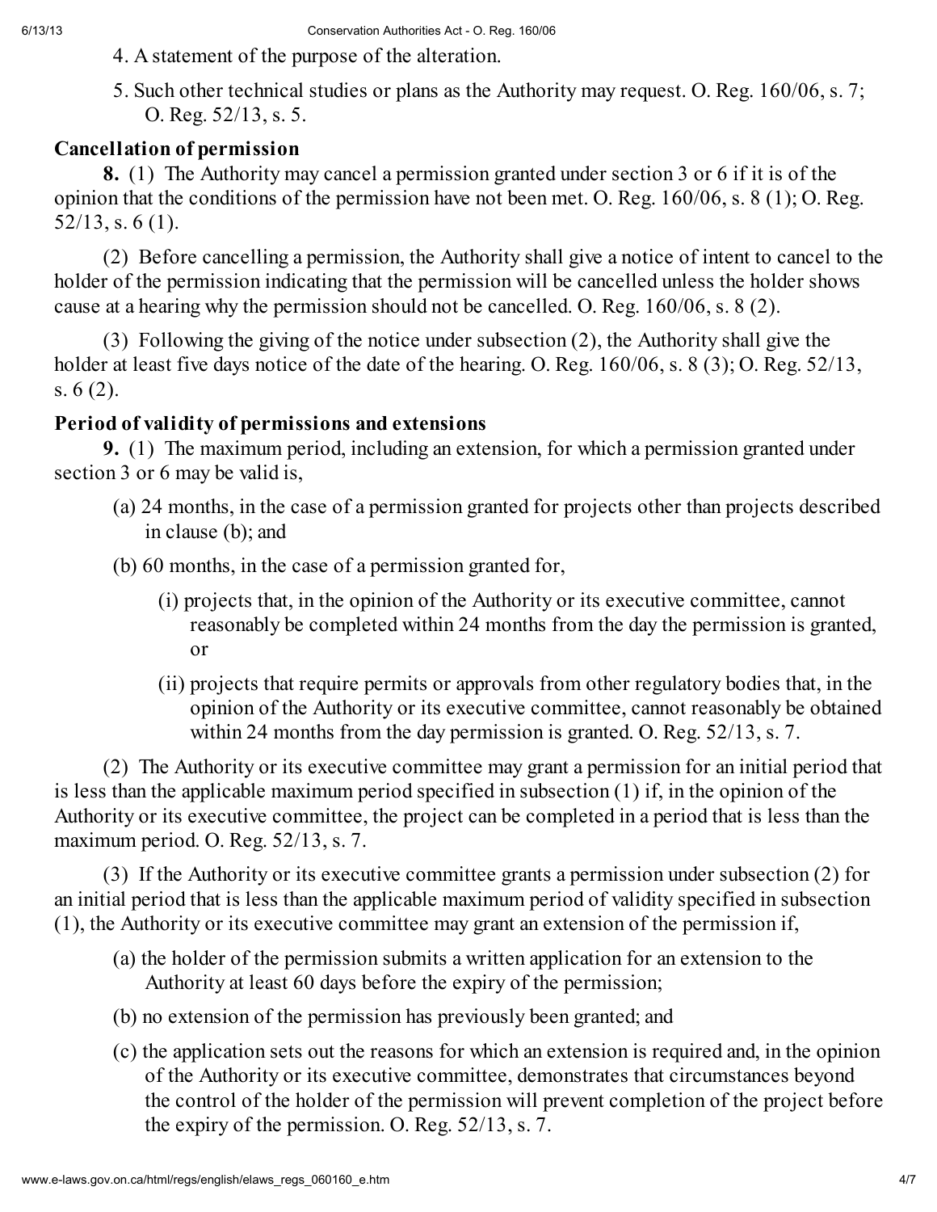4. A statement of the purpose of the alteration.

5. Such other technical studies or plans as the Authority may request. O. Reg. 160/06, s. 7; O. Reg. 52/13, s. 5.

**Cancellation of permission**

**8.** (1) The Authority may cancel a permission granted under section 3 or 6 if it is of the opinion that the conditions of the permission have not been met. O. Reg. 160/06, s. 8 (1); O. Reg. 52/13, s. 6 (1).

(2) Before cancelling a permission, the Authority shall give a notice of intent to cancel to the holder of the permission indicating that the permission will be cancelled unless the holder shows cause at a hearing why the permission should not be cancelled. O. Reg. 160/06, s. 8 (2).

(3) Following the giving of the notice under subsection (2), the Authority shall give the holder at least five days notice of the date of the hearing. O. Reg. 160/06, s. 8 (3); O. Reg. 52/13, s. 6 (2).

**Period of validity of permissions and extensions**

**9.** (1) The maximum period, including an extension, for which a permission granted under section 3 or 6 may be valid is,

(a) 24 months, in the case of a permission granted for projects other than projects described in clause (b); and

(b) 60 months, in the case of a permission granted for,

(i) projects that, in the opinion of the Authority or its executive committee, cannot reasonably be completed within 24 months from the day the permission is granted, or

(ii) projects that require permits or approvals from other regulatory bodies that, in the opinion of the Authority or its executive committee, cannot reasonably be obtained within 24 months from the day permission is granted. O. Reg. 52/13, s. 7.

(2) The Authority or its executive committee may grant a permission for an initial period that is less than the applicable maximum period specified in subsection (1) if, in the opinion of the Authority or its executive committee, the project can be completed in a period that is less than the maximum period. O. Reg. 52/13, s. 7.

(3) If the Authority or its executive committee grants a permission under subsection (2) for an initial period that is less than the applicable maximum period of validity specified in subsection (1), the Authority or its executive committee may grant an extension of the permission if,

(a) the holder of the permission submits a written application for an extension to the Authority at least 60 days before the expiry of the permission;

(b) no extension of the permission has previously been granted; and

(c) the application sets out the reasons for which an extension is required and, in the opinion of the Authority or its executive committee, demonstrates that circumstances beyond the control of the holder of the permission will prevent completion of the project before the expiry of the permission. O. Reg. 52/13, s. 7.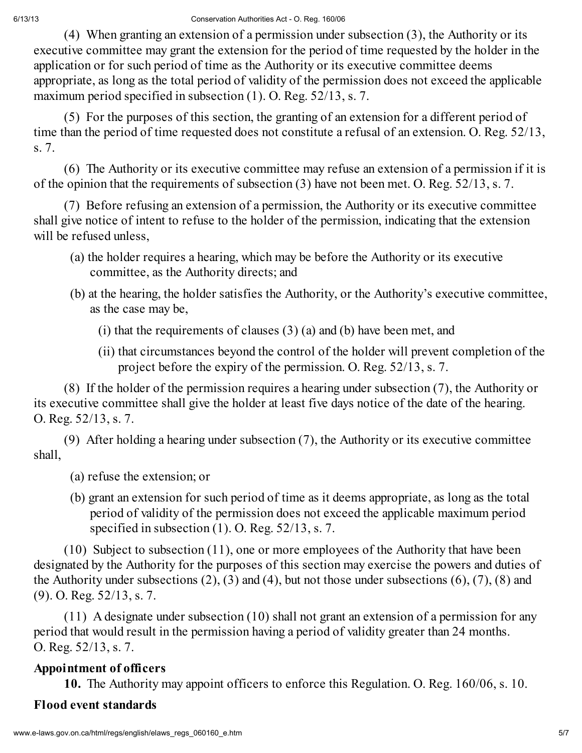(4) When granting an extension of a permission under subsection (3), the Authority or its executive committee may grant the extension for the period of time requested by the holder in the application or for such period of time as the Authority or its executive committee deems appropriate, as long as the total period of validity of the permission does not exceed the applicable maximum period specified in subsection (1). O. Reg. 52/13, s. 7.

(5) For the purposes of this section, the granting of an extension for a different period of time than the period of time requested does not constitute a refusal of an extension. O. Reg. 52/13, s. 7.

(6) The Authority or its executive committee may refuse an extension of a permission if it is of the opinion that the requirements of subsection (3) have not been met. O. Reg. 52/13, s. 7.

(7) Before refusing an extension of a permission, the Authority or its executive committee shall give notice of intent to refuse to the holder of the permission, indicating that the extension will be refused unless,

(a) the holder requires a hearing, which may be before the Authority or its executive committee, as the Authority directs; and

(b) at the hearing, the holder satisfies the Authority, or the Authority's executive committee, as the case may be,

(i) that the requirements of clauses (3) (a) and (b) have been met, and

(ii) that circumstances beyond the control of the holder will prevent completion of the project before the expiry of the permission. O. Reg. 52/13, s. 7.

(8) If the holder of the permission requires a hearing under subsection (7), the Authority or its executive committee shall give the holder at least five days notice of the date of the hearing. O. Reg. 52/13, s. 7.

(9) After holding a hearing under subsection (7), the Authority or its executive committee shall,

(a) refuse the extension; or

(b) grant an extension for such period of time as it deems appropriate, as long as the total period of validity of the permission does not exceed the applicable maximum period specified in subsection (1). O. Reg. 52/13, s. 7.

(10) Subject to subsection (11), one or more employees of the Authority that have been designated by the Authority for the purposes of this section may exercise the powers and duties of the Authority under subsections (2), (3) and (4), but not those under subsections (6), (7), (8) and (9). O. Reg. 52/13, s. 7.

(11) A designate under subsection (10) shall not grant an extension of a permission for any period that would result in the permission having a period of validity greater than 24 months. O. Reg. 52/13, s. 7.

**Appointment of officers**

**10.** The Authority may appoint officers to enforce this Regulation. O. Reg. 160/06, s. 10.

**Flood event standards**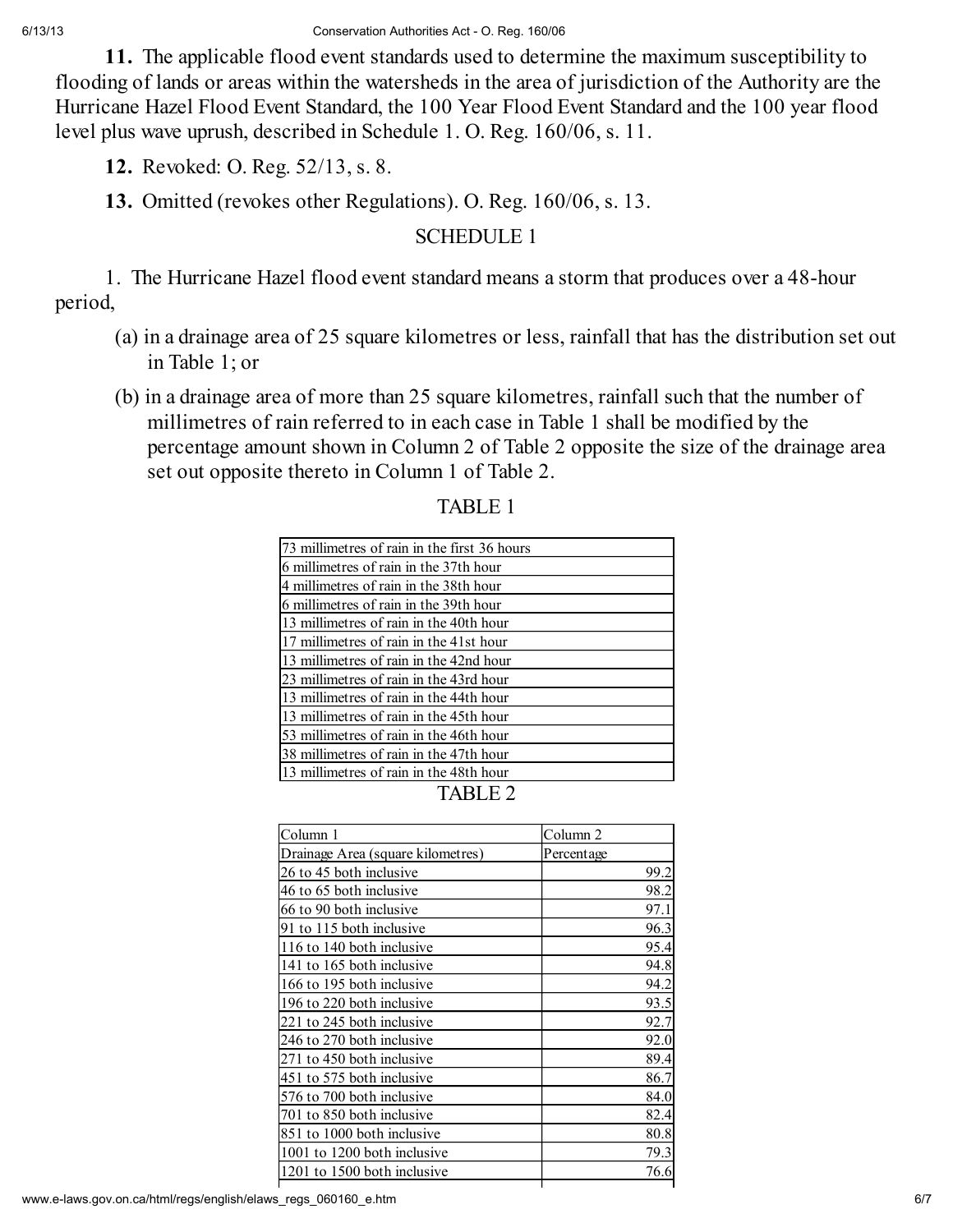**11.** The applicable flood event standards used to determine the maximum susceptibility to flooding of lands or areas within the watersheds in the area of jurisdiction of the Authority are the Hurricane Hazel Flood Event Standard, the 100 Year Flood Event Standard and the 100 year flood level plus wave uprush, described in Schedule 1. O. Reg. 160/06, s. 11.

**12.** Revoked: O. Reg. 52/13, s. 8.

**13.** Omitted (revokes other Regulations). O. Reg. 160/06, s. 13.

SCHEDULE 1

1. The Hurricane Hazel flood event standard means a storm that produces over a 48-hour period,

(a) in a drainage area of 25 square kilometres or less, rainfall that has the distribution set out in Table 1; or

(b) in a drainage area of more than 25 square kilometres, rainfall such that the number of millimetres of rain referred to in each case in Table 1 shall be modified by the percentage amount shown in Column 2 of Table 2 opposite the size of the drainage area set out opposite thereto in Column 1 of Table 2.

TABLE 1

| |
|---|
| 73 millimetres of rain in the first 36 hours |
| 6 millimetres of rain in the 37th hour |
| 4 millimetres of rain in the 38th hour |
| 6 millimetres of rain in the 39th hour |
| 13 millimetres of rain in the 40th hour |
| 17 millimetres of rain in the 41st hour |
| 13 millimetres of rain in the 42nd hour |
| 23 millimetres of rain in the 43rd hour |
| 13 millimetres of rain in the 44th hour |
| 13 millimetres of rain in the 45th hour |
| 53 millimetres of rain in the 46th hour |
| 38 millimetres of rain in the 47th hour |
| 13 millimetres of rain in the 48th hour |

TABLE 2

| Column 1 | Column 2 |
|---|---|
| Drainage Area (square kilometres) | Percentage |
| 26 to 45 both inclusive | 99.2 |
| 46 to 65 both inclusive | 98.2 |
| 66 to 90 both inclusive | 97.1 |
| 91 to 115 both inclusive | 96.3 |
| 116 to 140 both inclusive | 95.4 |
| 141 to 165 both inclusive | 94.8 |
| 166 to 195 both inclusive | 94.2 |
| 196 to 220 both inclusive | 93.5 |
| 221 to 245 both inclusive | 92.7 |
| 246 to 270 both inclusive | 92.0 |
| 271 to 450 both inclusive | 89.4 |
| 451 to 575 both inclusive | 86.7 |
| 576 to 700 both inclusive | 84.0 |
| 701 to 850 both inclusive | 82.4 |
| 851 to 1000 both inclusive | 80.8 |
| 1001 to 1200 both inclusive | 79.3 |
| 1201 to 1500 both inclusive | 76.6 |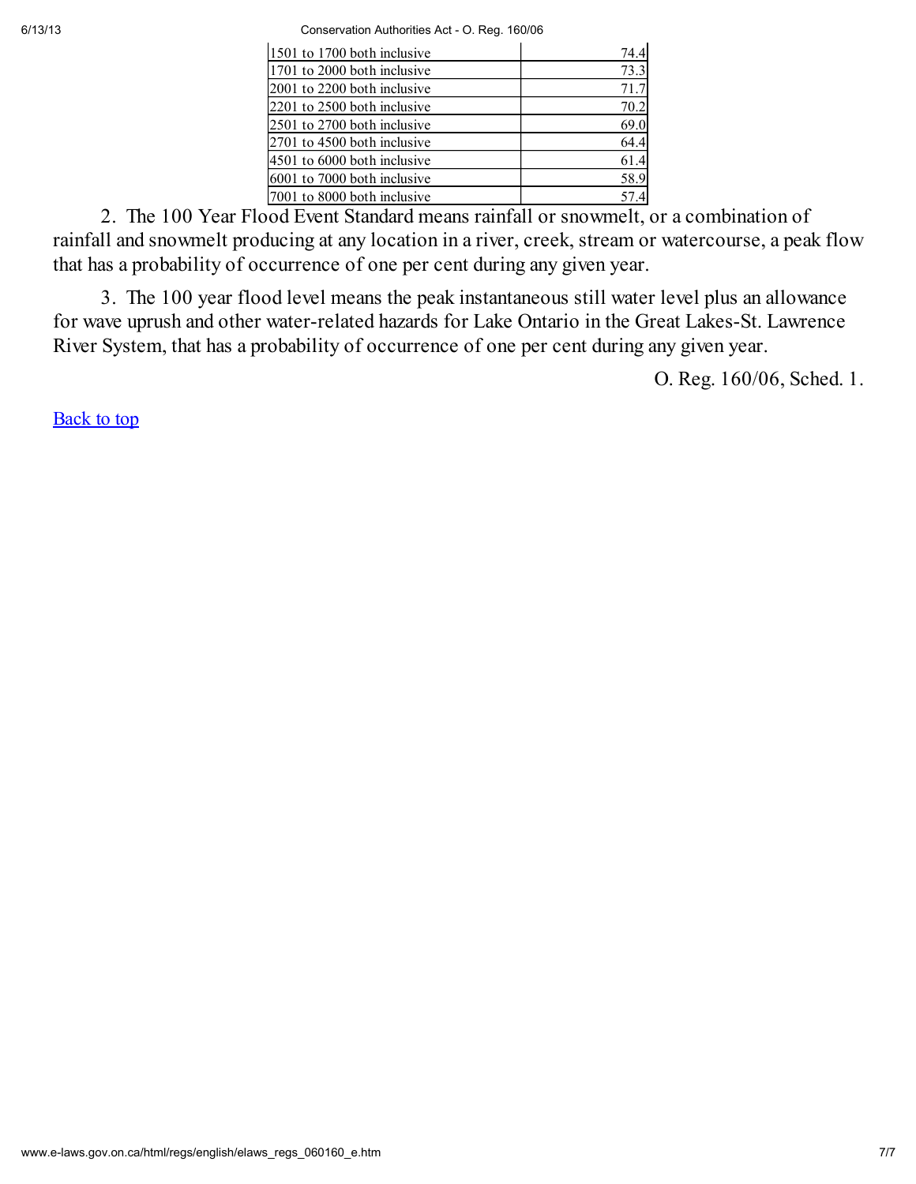| | |
|---|---|
| 1501 to 1700 both inclusive | 74.4 |
| 1701 to 2000 both inclusive | 73.3 |
| 2001 to 2200 both inclusive | 71.7 |
| 2201 to 2500 both inclusive | 70.2 |
| 2501 to 2700 both inclusive | 69.0 |
| 2701 to 4500 both inclusive | 64.4 |
| 4501 to 6000 both inclusive | 61.4 |
| 6001 to 7000 both inclusive | 58.9 |
| 7001 to 8000 both inclusive | 57.4 |

2. The 100 Year Flood Event Standard means rainfall or snowmelt, or a combination of rainfall and snowmelt producing at any location in a river, creek, stream or watercourse, a peak flow that has a probability of occurrence of one per cent during any given year.

3. The 100 year flood level means the peak instantaneous still water level plus an allowance for wave uprush and other water-related hazards for Lake Ontario in the Great Lakes-St. Lawrence River System, that has a probability of occurrence of one per cent during any given year.

O. Reg. 160/06, Sched. 1.

Back to top